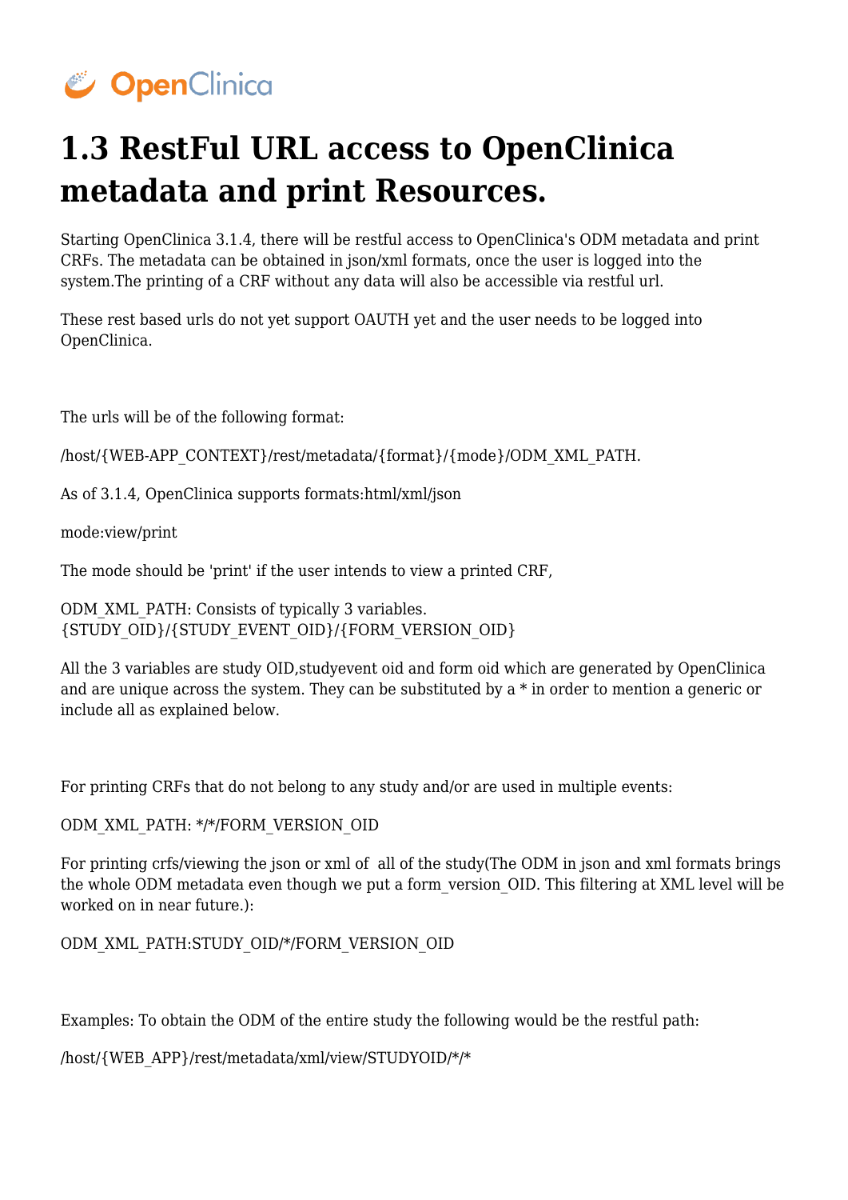# 1.3 RestFul URL access to OpenClinica metadata and print Resources.

Starting OpenClinica 3.1.4, there will be restful access to OpenClinica's ODM metadata and print CRFs. The metadata can be obtained in json/xml formats, once the user is logged into the system.The printing of a CRF without any data will also be accessible via restful url.

These rest based urls do not yet support OAUTH yet and the user needs to be logged into OpenClinica.

The urls will be of the following format:

/host/{WEB-APP_CONTEXT}/rest/metadata/{format}/{mode}/ODM_XML_PATH.

As of 3.1.4, OpenClinica supports formats:html/xml/json

mode:view/print

The mode should be 'print' if the user intends to view a printed CRF,

ODM_XML_PATH: Consists of typically 3 variables.
{STUDY_OID}/{STUDY_EVENT_OID}/{FORM_VERSION_OID}

All the 3 variables are study OID,studyevent oid and form oid which are generated by OpenClinica and are unique across the system. They can be substituted by a * in order to mention a generic or include all as explained below.

For printing CRFs that do not belong to any study and/or are used in multiple events:

ODM_XML_PATH: */*/FORM_VERSION_OID

For printing crfs/viewing the json or xml of all of the study(The ODM in json and xml formats brings the whole ODM metadata even though we put a form_version_OID. This filtering at XML level will be worked on in near future.):

ODM_XML_PATH:STUDY_OID/*/FORM_VERSION_OID

Examples: To obtain the ODM of the entire study the following would be the restful path:

/host/{WEB_APP}/rest/metadata/xml/view/STUDYOID/*/*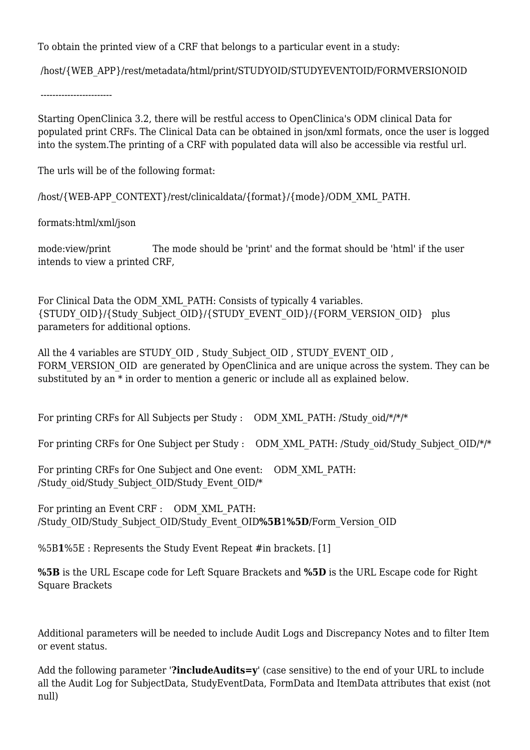To obtain the printed view of a CRF that belongs to a particular event in a study:

/host/{WEB_APP}/rest/metadata/html/print/STUDYOID/STUDYEVENTOID/FORMVERSIONOID

------------------------

Starting OpenClinica 3.2, there will be restful access to OpenClinica's ODM clinical Data for populated print CRFs. The Clinical Data can be obtained in json/xml formats, once the user is logged into the system.The printing of a CRF with populated data will also be accessible via restful url.

The urls will be of the following format:

/host/{WEB-APP_CONTEXT}/rest/clinicaldata/{format}/{mode}/ODM_XML_PATH.

formats:html/xml/json

mode:view/print The mode should be 'print' and the format should be 'html' if the user intends to view a printed CRF,

For Clinical Data the ODM_XML_PATH: Consists of typically 4 variables. {STUDY_OID}/{Study_Subject_OID}/{STUDY_EVENT_OID}/{FORM_VERSION_OID} plus parameters for additional options.

All the 4 variables are STUDY_OID , Study_Subject_OID , STUDY_EVENT_OID , FORM_VERSION_OID are generated by OpenClinica and are unique across the system. They can be substituted by an * in order to mention a generic or include all as explained below.

For printing CRFs for All Subjects per Study : ODM_XML_PATH: /Study_oid/*/*/*

For printing CRFs for One Subject per Study : ODM_XML_PATH: /Study_oid/Study_Subject_OID/*/*

For printing CRFs for One Subject and One event: ODM_XML_PATH: /Study_oid/Study_Subject_OID/Study_Event_OID/*

For printing an Event CRF : ODM_XML_PATH: /Study_OID/Study_Subject_OID/Study_Event_OID**%5B**1**%5D**/Form_Version_OID

%5B**1**%5E : Represents the Study Event Repeat #in brackets. [1]

**%5B** is the URL Escape code for Left Square Brackets and **%5D** is the URL Escape code for Right Square Brackets

Additional parameters will be needed to include Audit Logs and Discrepancy Notes and to filter Item or event status.

Add the following parameter '**?includeAudits=y**' (case sensitive) to the end of your URL to include all the Audit Log for SubjectData, StudyEventData, FormData and ItemData attributes that exist (not null)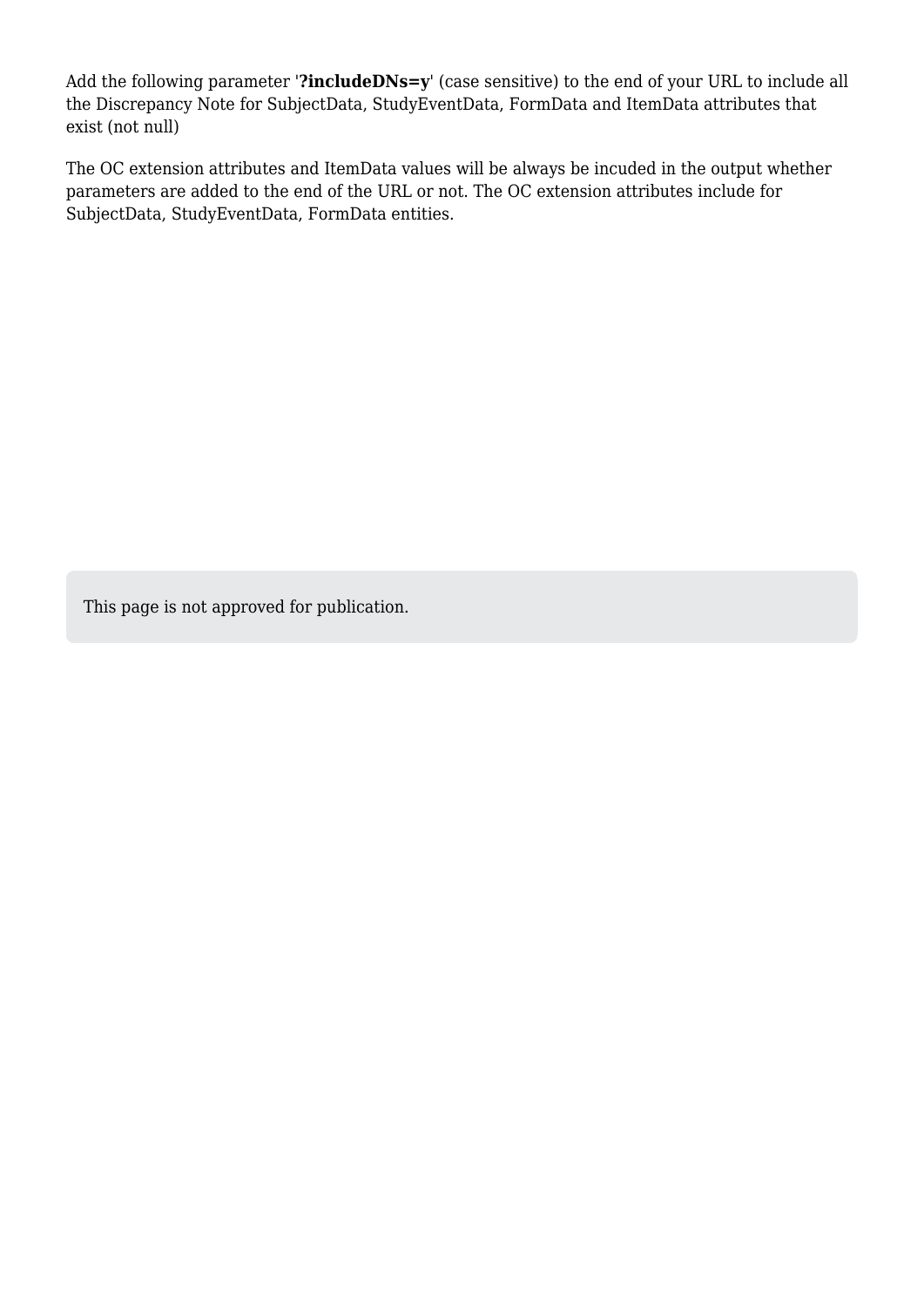Add the following parameter '**?includeDNs=y**' (case sensitive) to the end of your URL to include all the Discrepancy Note for SubjectData, StudyEventData, FormData and ItemData attributes that exist (not null)

The OC extension attributes and ItemData values will be always be incuded in the output whether parameters are added to the end of the URL or not. The OC extension attributes include for SubjectData, StudyEventData, FormData entities.

This page is not approved for publication.